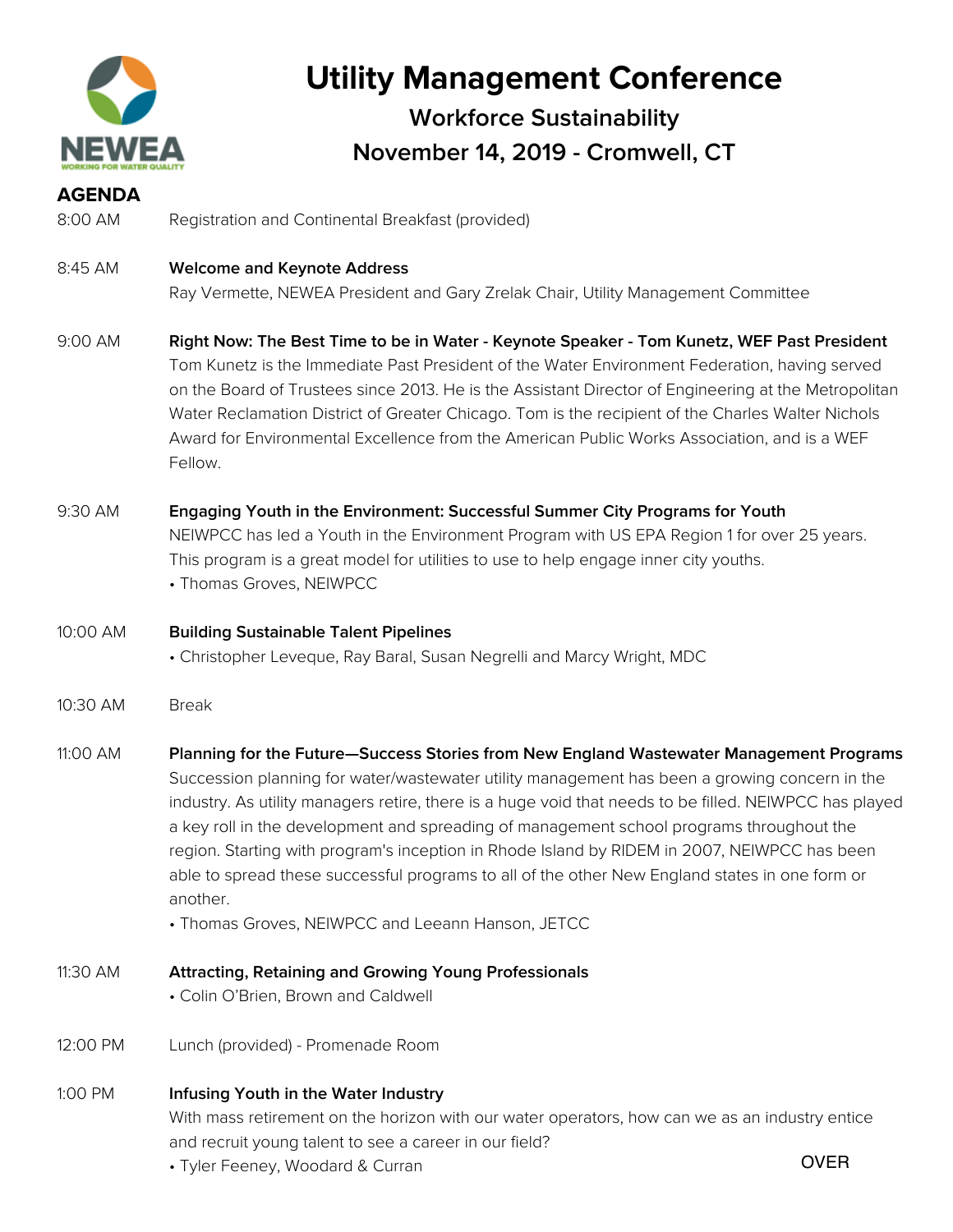NEWEA
WORKING FOR WATER QUALITY

# Utility Management Conference

## Workforce Sustainability

## November 14, 2019 - Cromwell, CT

**AGENDA**

8:00 AM Registration and Continental Breakfast (provided)

8:45 AM **Welcome and Keynote Address**
Ray Vermette, NEWEA President and Gary Zrelak Chair, Utility Management Committee

9:00 AM **Right Now: The Best Time to be in Water - Keynote Speaker - Tom Kunetz, WEF Past President**
Tom Kunetz is the Immediate Past President of the Water Environment Federation, having served on the Board of Trustees since 2013. He is the Assistant Director of Engineering at the Metropolitan Water Reclamation District of Greater Chicago. Tom is the recipient of the Charles Walter Nichols Award for Environmental Excellence from the American Public Works Association, and is a WEF Fellow.

9:30 AM **Engaging Youth in the Environment: Successful Summer City Programs for Youth**
NEIWPCC has led a Youth in the Environment Program with US EPA Region 1 for over 25 years. This program is a great model for utilities to use to help engage inner city youths.
• Thomas Groves, NEIWPCC

10:00 AM **Building Sustainable Talent Pipelines**
• Christopher Leveque, Ray Baral, Susan Negrelli and Marcy Wright, MDC

10:30 AM Break

11:00 AM **Planning for the Future—Success Stories from New England Wastewater Management Programs**
Succession planning for water/wastewater utility management has been a growing concern in the industry. As utility managers retire, there is a huge void that needs to be filled. NEIWPCC has played a key roll in the development and spreading of management school programs throughout the region. Starting with program's inception in Rhode Island by RIDEM in 2007, NEIWPCC has been able to spread these successful programs to all of the other New England states in one form or another.
• Thomas Groves, NEIWPCC and Leeann Hanson, JETCC

11:30 AM **Attracting, Retaining and Growing Young Professionals**
• Colin O'Brien, Brown and Caldwell

12:00 PM Lunch (provided) - Promenade Room

1:00 PM **Infusing Youth in the Water Industry**
With mass retirement on the horizon with our water operators, how can we as an industry entice and recruit young talent to see a career in our field?
• Tyler Feeney, Woodard & Curran

OVER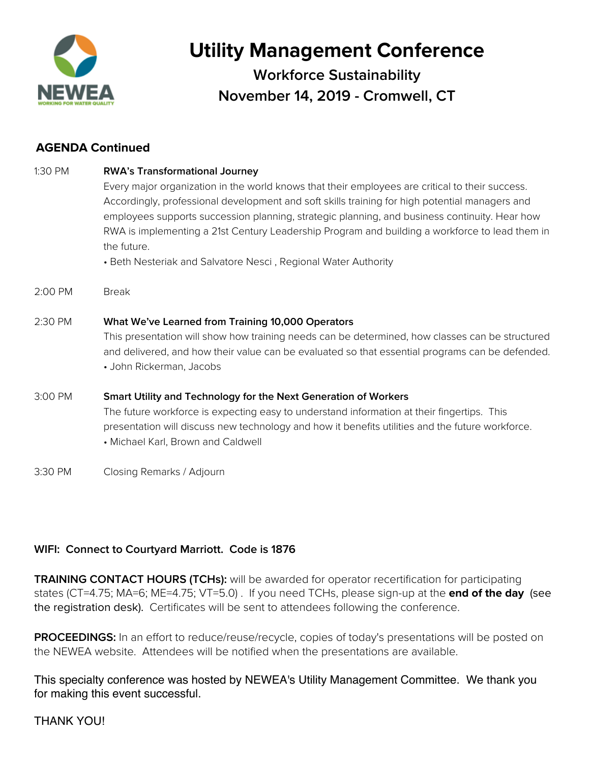# Utility Management Conference

## Workforce Sustainability

## November 14, 2019 - Cromwell, CT

### AGENDA Continued

1:30 PM **RWA's Transformational Journey**

Every major organization in the world knows that their employees are critical to their success. Accordingly, professional development and soft skills training for high potential managers and employees supports succession planning, strategic planning, and business continuity. Hear how RWA is implementing a 21st Century Leadership Program and building a workforce to lead them in the future.

- Beth Nesteriak and Salvatore Nesci , Regional Water Authority

2:00 PM Break

2:30 PM **What We've Learned from Training 10,000 Operators**

This presentation will show how training needs can be determined, how classes can be structured and delivered, and how their value can be evaluated so that essential programs can be defended.

- John Rickerman, Jacobs

3:00 PM **Smart Utility and Technology for the Next Generation of Workers**

The future workforce is expecting easy to understand information at their fingertips. This presentation will discuss new technology and how it benefits utilities and the future workforce.

- Michael Karl, Brown and Caldwell

3:30 PM Closing Remarks / Adjourn

**WIFI: Connect to Courtyard Marriott. Code is 1876**

**TRAINING CONTACT HOURS (TCHs):** will be awarded for operator recertification for participating states (CT=4.75; MA=6; ME=4.75; VT=5.0) . If you need TCHs, please sign-up at the **end of the day** (see the registration desk). Certificates will be sent to attendees following the conference.

**PROCEEDINGS:** In an effort to reduce/reuse/recycle, copies of today's presentations will be posted on the NEWEA website. Attendees will be notified when the presentations are available.

This specialty conference was hosted by NEWEA's Utility Management Committee. We thank you for making this event successful.

THANK YOU!